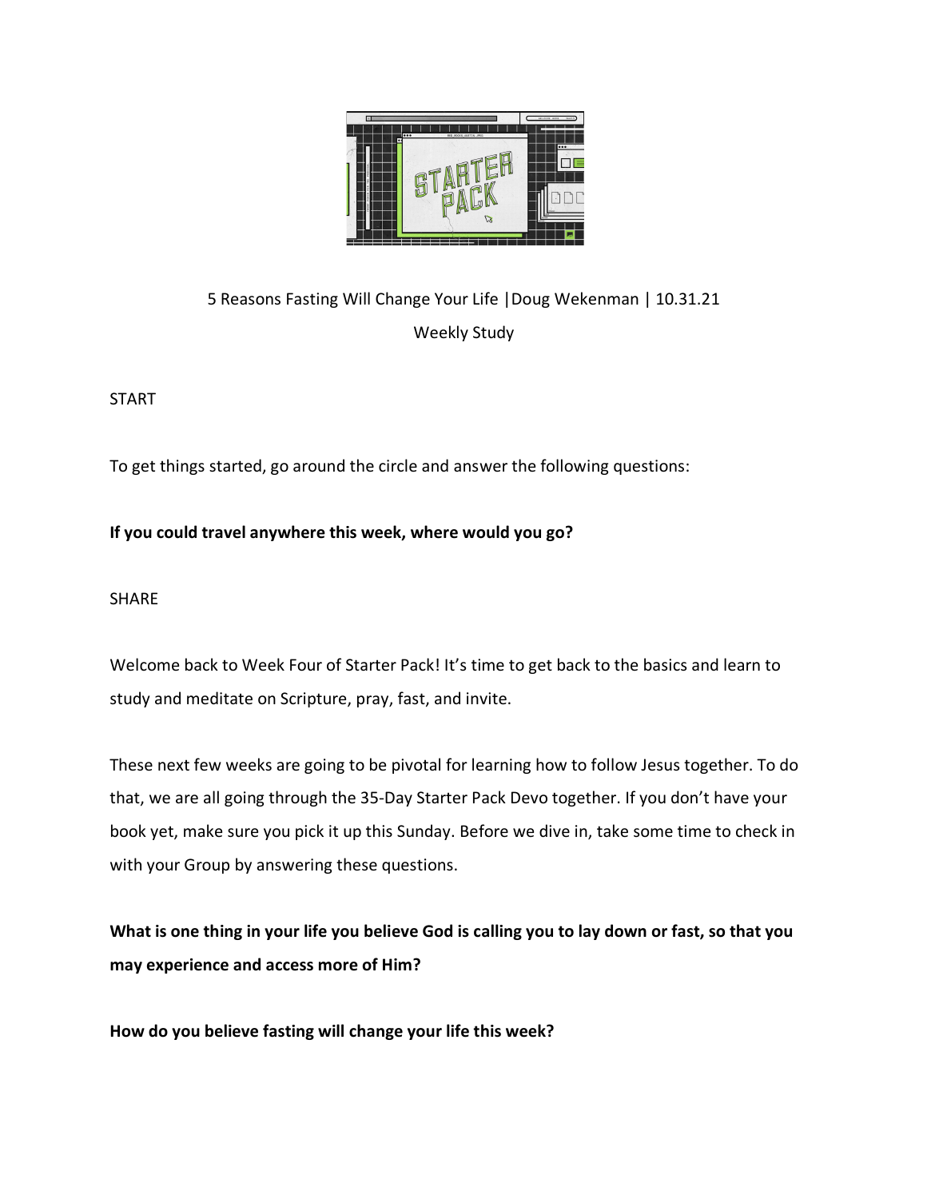5 Reasons Fasting Will Change Your Life |Doug Wekenman | 10.31.21

Weekly Study

START

To get things started, go around the circle and answer the following questions:

**If you could travel anywhere this week, where would you go?**

SHARE

Welcome back to Week Four of Starter Pack! It's time to get back to the basics and learn to study and meditate on Scripture, pray, fast, and invite.

These next few weeks are going to be pivotal for learning how to follow Jesus together. To do that, we are all going through the 35-Day Starter Pack Devo together. If you don't have your book yet, make sure you pick it up this Sunday. Before we dive in, take some time to check in with your Group by answering these questions.

**What is one thing in your life you believe God is calling you to lay down or fast, so that you may experience and access more of Him?**

**How do you believe fasting will change your life this week?**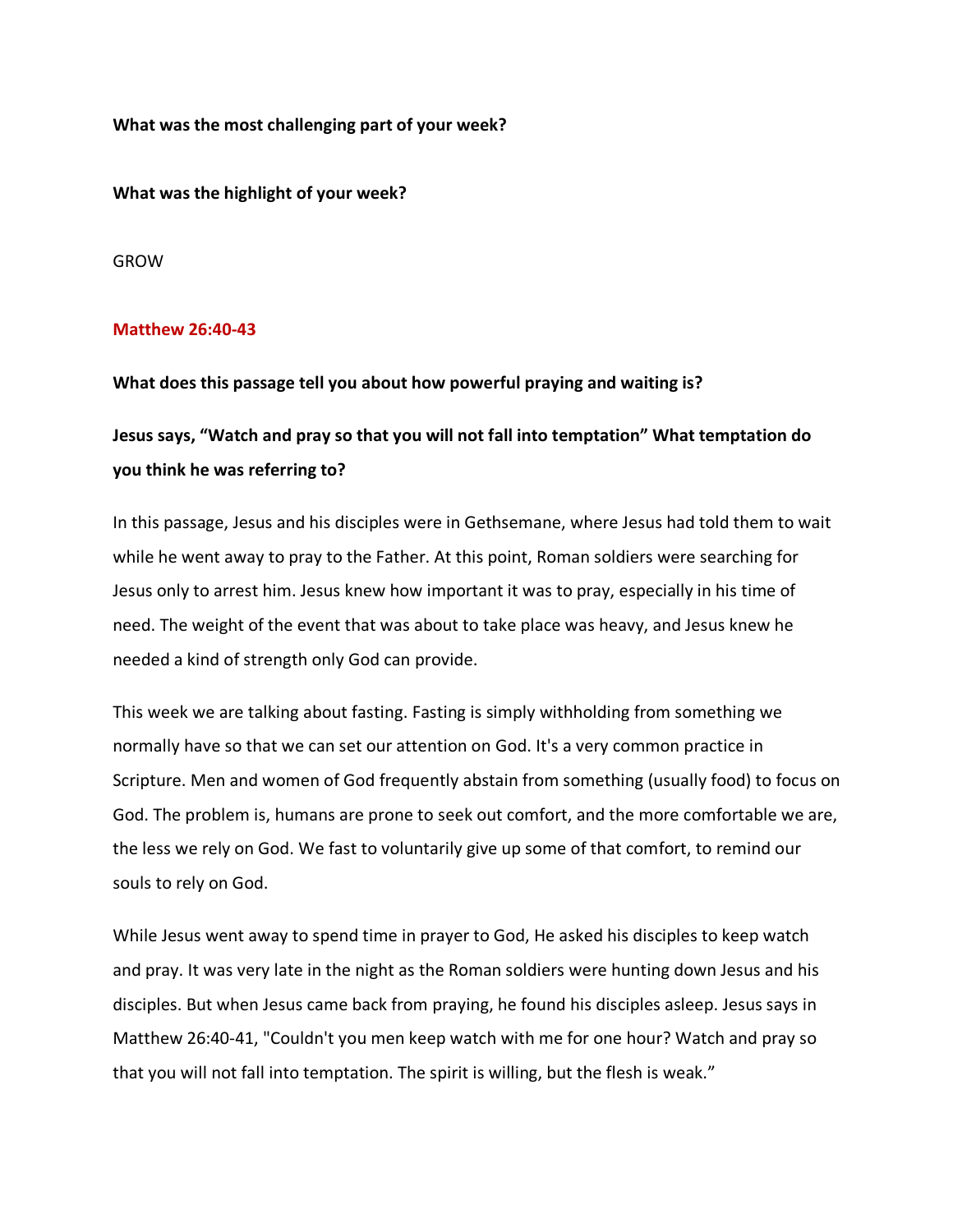**What was the most challenging part of your week?**

**What was the highlight of your week?**

GROW

**Matthew 26:40-43**

**What does this passage tell you about how powerful praying and waiting is?**

**Jesus says, "Watch and pray so that you will not fall into temptation" What temptation do you think he was referring to?**

In this passage, Jesus and his disciples were in Gethsemane, where Jesus had told them to wait while he went away to pray to the Father. At this point, Roman soldiers were searching for Jesus only to arrest him. Jesus knew how important it was to pray, especially in his time of need. The weight of the event that was about to take place was heavy, and Jesus knew he needed a kind of strength only God can provide.

This week we are talking about fasting. Fasting is simply withholding from something we normally have so that we can set our attention on God. It's a very common practice in Scripture. Men and women of God frequently abstain from something (usually food) to focus on God. The problem is, humans are prone to seek out comfort, and the more comfortable we are, the less we rely on God. We fast to voluntarily give up some of that comfort, to remind our souls to rely on God.

While Jesus went away to spend time in prayer to God, He asked his disciples to keep watch and pray. It was very late in the night as the Roman soldiers were hunting down Jesus and his disciples. But when Jesus came back from praying, he found his disciples asleep. Jesus says in Matthew 26:40-41, "Couldn't you men keep watch with me for one hour? Watch and pray so that you will not fall into temptation. The spirit is willing, but the flesh is weak."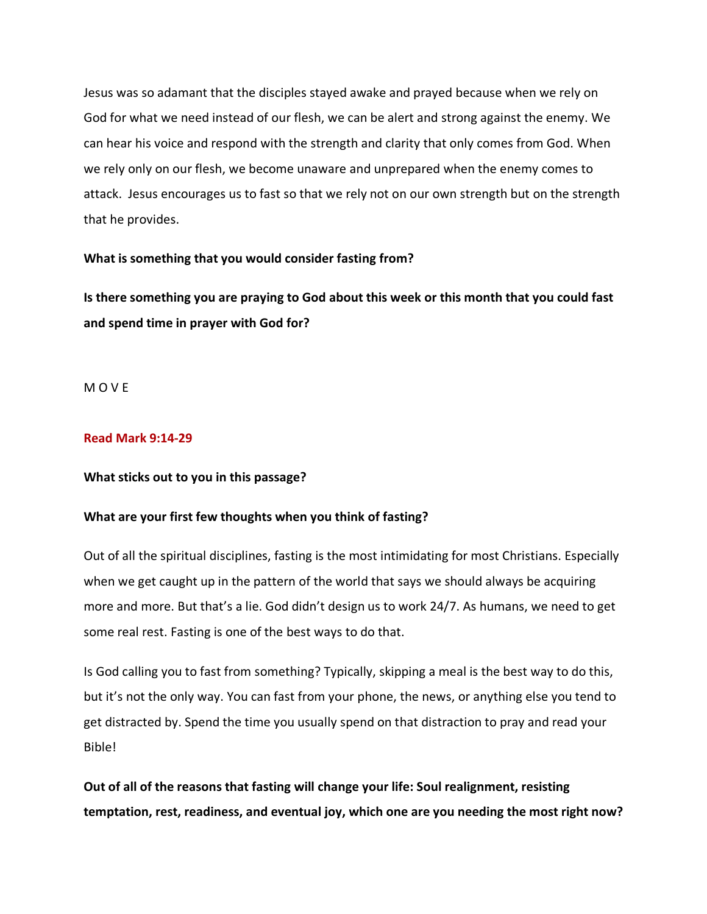Jesus was so adamant that the disciples stayed awake and prayed because when we rely on God for what we need instead of our flesh, we can be alert and strong against the enemy. We can hear his voice and respond with the strength and clarity that only comes from God. When we rely only on our flesh, we become unaware and unprepared when the enemy comes to attack. Jesus encourages us to fast so that we rely not on our own strength but on the strength that he provides.

**What is something that you would consider fasting from?**

**Is there something you are praying to God about this week or this month that you could fast and spend time in prayer with God for?**

M O V E

**Read Mark 9:14-29**

**What sticks out to you in this passage?**

**What are your first few thoughts when you think of fasting?**

Out of all the spiritual disciplines, fasting is the most intimidating for most Christians. Especially when we get caught up in the pattern of the world that says we should always be acquiring more and more. But that's a lie. God didn't design us to work 24/7. As humans, we need to get some real rest. Fasting is one of the best ways to do that.

Is God calling you to fast from something? Typically, skipping a meal is the best way to do this, but it's not the only way. You can fast from your phone, the news, or anything else you tend to get distracted by. Spend the time you usually spend on that distraction to pray and read your Bible!

**Out of all of the reasons that fasting will change your life: Soul realignment, resisting temptation, rest, readiness, and eventual joy, which one are you needing the most right now?**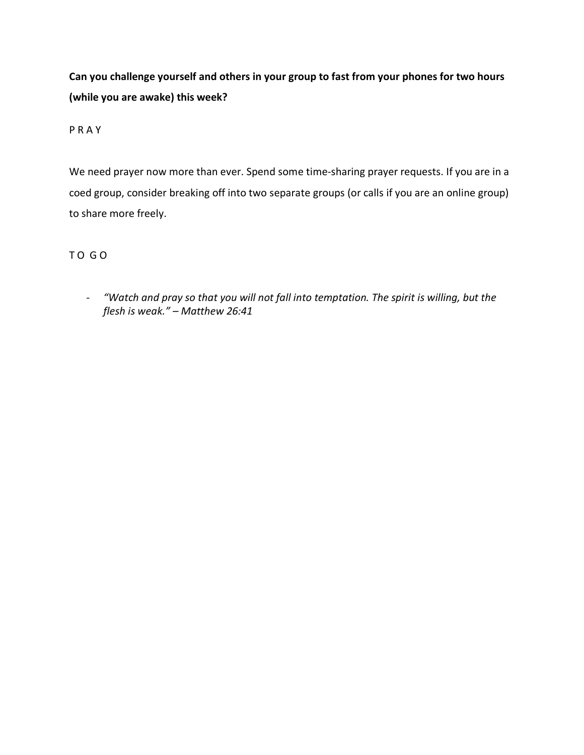**Can you challenge yourself and others in your group to fast from your phones for two hours (while you are awake) this week?**

P R A Y

We need prayer now more than ever. Spend some time-sharing prayer requests. If you are in a coed group, consider breaking off into two separate groups (or calls if you are an online group) to share more freely.

T O G O

- *"Watch and pray so that you will not fall into temptation. The spirit is willing, but the flesh is weak." – Matthew 26:41*